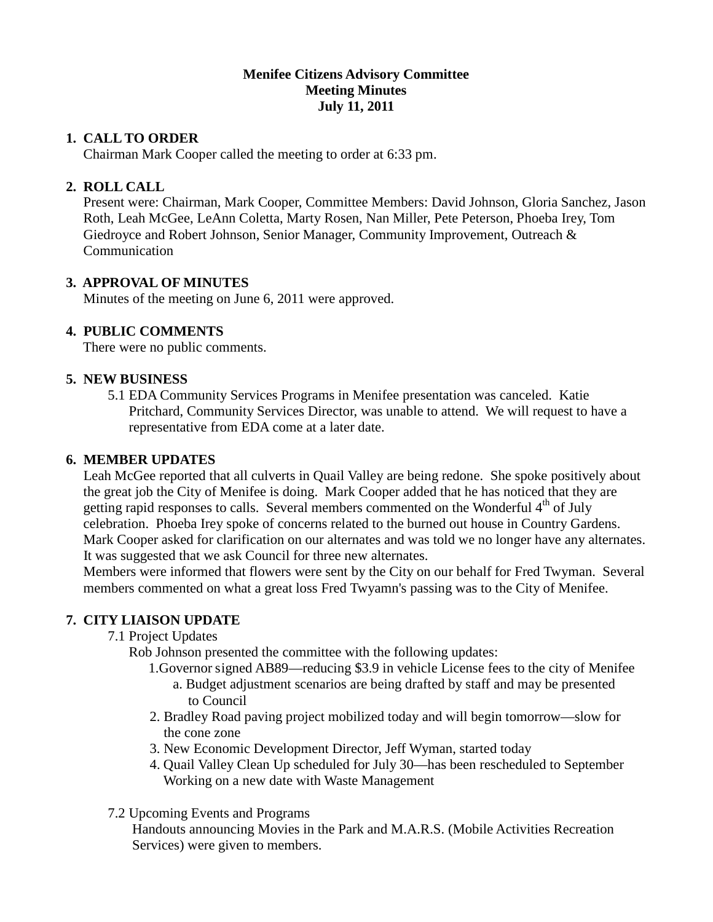**Menifee Citizens Advisory Committee**
**Meeting Minutes**
**July 11, 2011**

## 1. CALL TO ORDER

Chairman Mark Cooper called the meeting to order at 6:33 pm.

## 2. ROLL CALL

Present were: Chairman, Mark Cooper, Committee Members: David Johnson, Gloria Sanchez, Jason Roth, Leah McGee, LeAnn Coletta, Marty Rosen, Nan Miller, Pete Peterson, Phoeba Irey, Tom Giedroyce and Robert Johnson, Senior Manager, Community Improvement, Outreach & Communication

## 3. APPROVAL OF MINUTES

Minutes of the meeting on June 6, 2011 were approved.

## 4. PUBLIC COMMENTS

There were no public comments.

## 5. NEW BUSINESS

5.1 EDA Community Services Programs in Menifee presentation was canceled. Katie Pritchard, Community Services Director, was unable to attend. We will request to have a representative from EDA come at a later date.

## 6. MEMBER UPDATES

Leah McGee reported that all culverts in Quail Valley are being redone. She spoke positively about the great job the City of Menifee is doing. Mark Cooper added that he has noticed that they are getting rapid responses to calls. Several members commented on the Wonderful 4th of July celebration. Phoeba Irey spoke of concerns related to the burned out house in Country Gardens. Mark Cooper asked for clarification on our alternates and was told we no longer have any alternates. It was suggested that we ask Council for three new alternates.

Members were informed that flowers were sent by the City on our behalf for Fred Twyman. Several members commented on what a great loss Fred Twyamn's passing was to the City of Menifee.

## 7. CITY LIAISON UPDATE

7.1 Project Updates

Rob Johnson presented the committee with the following updates:

1. Governor signed AB89—reducing \$3.9 in vehicle License fees to the city of Menifee
   a. Budget adjustment scenarios are being drafted by staff and may be presented to Council
2. Bradley Road paving project mobilized today and will begin tomorrow—slow for the cone zone
3. New Economic Development Director, Jeff Wyman, started today
4. Quail Valley Clean Up scheduled for July 30—has been rescheduled to September Working on a new date with Waste Management

7.2 Upcoming Events and Programs

Handouts announcing Movies in the Park and M.A.R.S. (Mobile Activities Recreation Services) were given to members.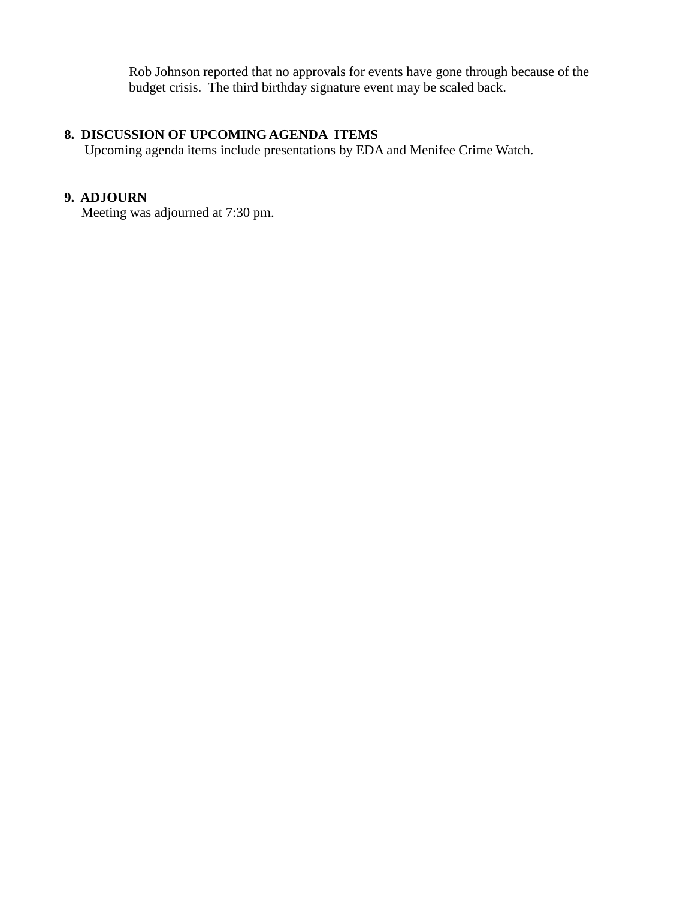Rob Johnson reported that no approvals for events have gone through because of the budget crisis. The third birthday signature event may be scaled back.

**8. DISCUSSION OF UPCOMING AGENDA ITEMS**

Upcoming agenda items include presentations by EDA and Menifee Crime Watch.

**9. ADJOURN**

Meeting was adjourned at 7:30 pm.